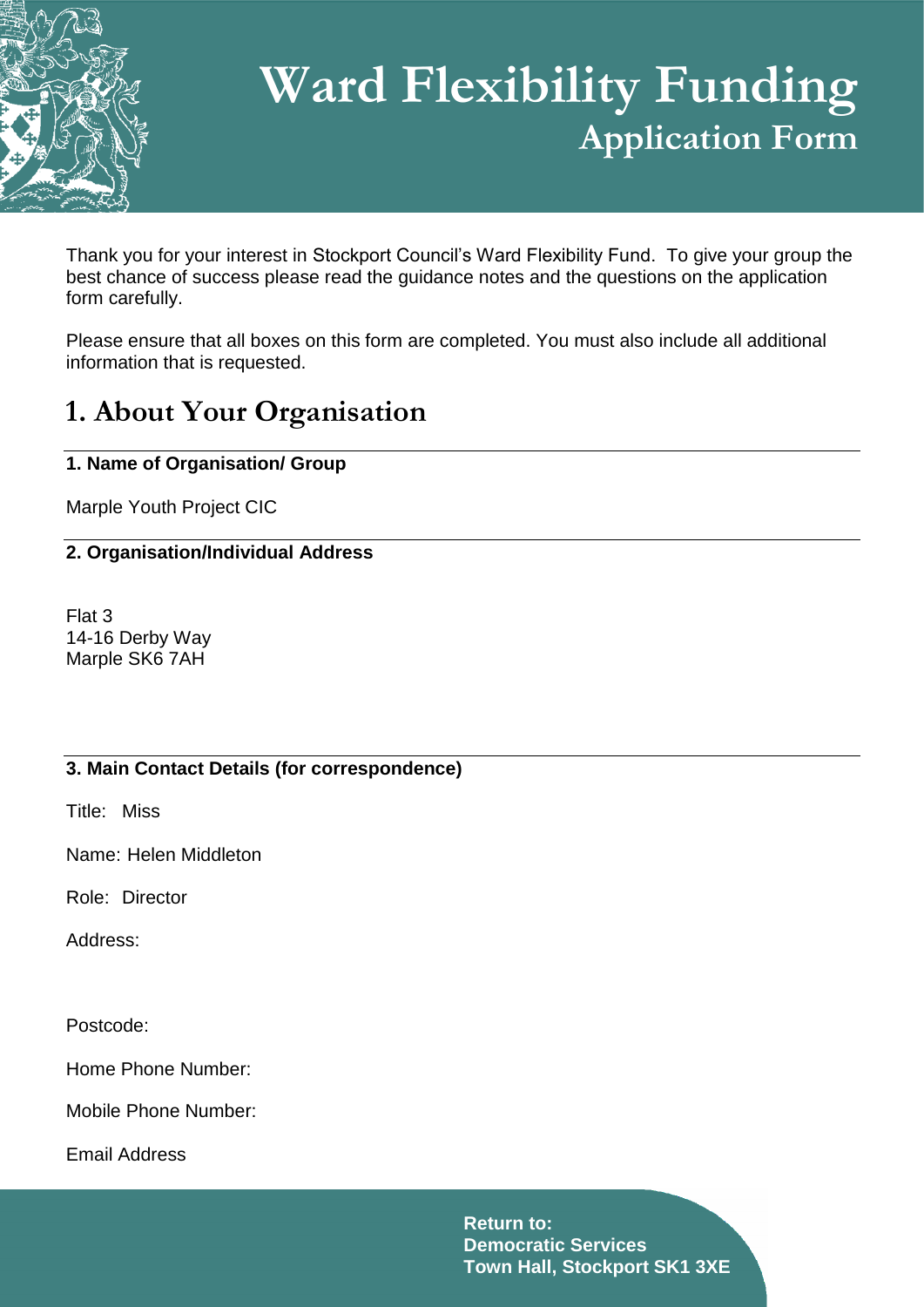# Ward Flexibility Funding

## Application Form

Thank you for your interest in Stockport Council's Ward Flexibility Fund. To give your group the best chance of success please read the guidance notes and the questions on the application form carefully.

Please ensure that all boxes on this form are completed. You must also include all additional information that is requested.

## 1. About Your Organisation

**1. Name of Organisation/ Group**

Marple Youth Project CIC

**2. Organisation/Individual Address**

Flat 3
14-16 Derby Way
Marple SK6 7AH

**3. Main Contact Details (for correspondence)**

Title: Miss

Name: Helen Middleton

Role: Director

Address:

Postcode:

Home Phone Number:

Mobile Phone Number:

Email Address

**Return to:**
**Democratic Services**
**Town Hall, Stockport SK1 3XE**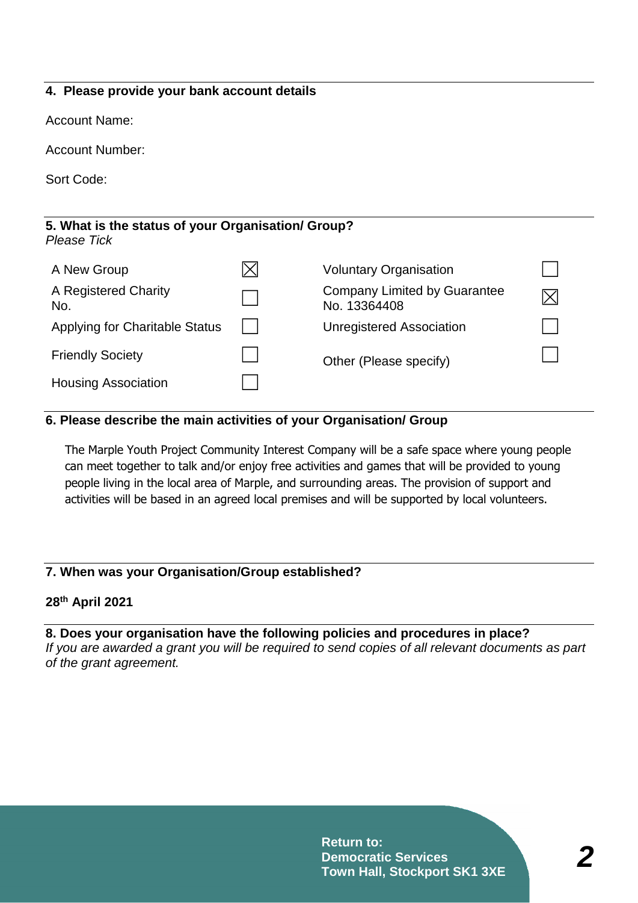**4. Please provide your bank account details**

Account Name:

Account Number:

Sort Code:

**5. What is the status of your Organisation/ Group?**
*Please Tick*

| | | | |
|---|---|---|---|
| A New Group | ☒ | Voluntary Organisation | ☐ |
| A Registered Charity No. | ☐ | Company Limited by Guarantee No. 13364408 | ☒ |
| Applying for Charitable Status | ☐ | Unregistered Association | ☐ |
| Friendly Society | ☐ | Other (Please specify) | ☐ |
| Housing Association | ☐ | | |

**6. Please describe the main activities of your Organisation/ Group**

The Marple Youth Project Community Interest Company will be a safe space where young people can meet together to talk and/or enjoy free activities and games that will be provided to young people living in the local area of Marple, and surrounding areas. The provision of support and activities will be based in an agreed local premises and will be supported by local volunteers.

**7. When was your Organisation/Group established?**

**28th April 2021**

**8. Does your organisation have the following policies and procedures in place?**
*If you are awarded a grant you will be required to send copies of all relevant documents as part of the grant agreement.*

**Return to:**
**Democratic Services**
**Town Hall, Stockport SK1 3XE**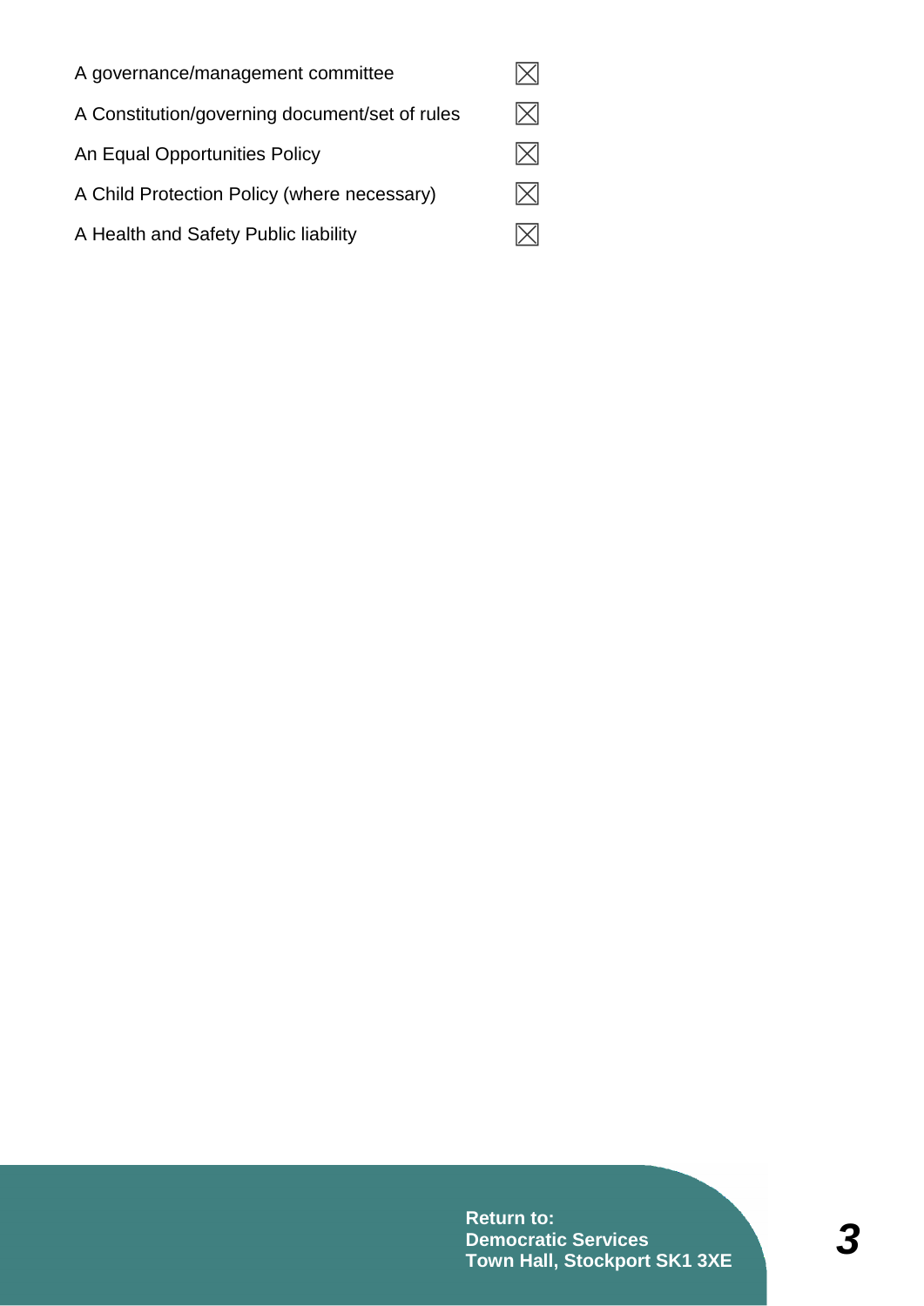| | |
|---|---|
| A governance/management committee | ☒ |
| A Constitution/governing document/set of rules | ☒ |
| An Equal Opportunities Policy | ☒ |
| A Child Protection Policy (where necessary) | ☒ |
| A Health and Safety Public liability | ☒ |

**Return to:**
**Democratic Services**
**Town Hall, Stockport SK1 3XE**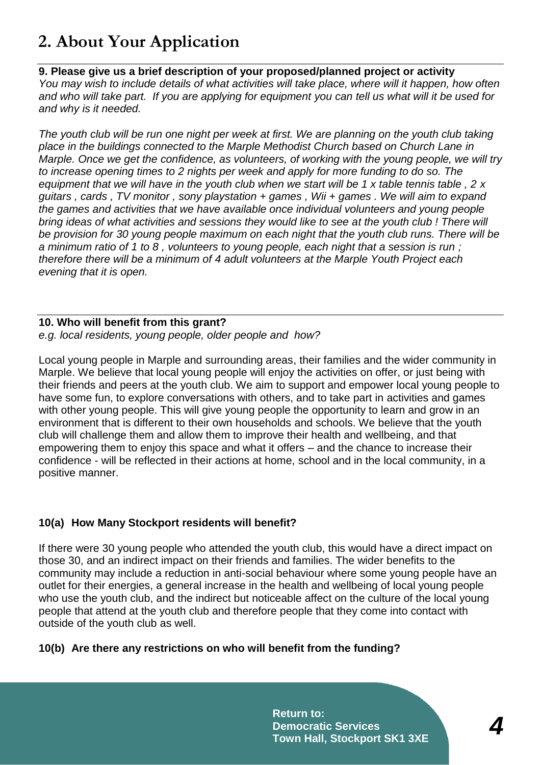## 2. About Your Application

**9. Please give us a brief description of your proposed/planned project or activity**
*You may wish to include details of what activities will take place, where will it happen, how often and who will take part. If you are applying for equipment you can tell us what will it be used for and why is it needed.*

*The youth club will be run one night per week at first. We are planning on the youth club taking place in the buildings connected to the Marple Methodist Church based on Church Lane in Marple. Once we get the confidence, as volunteers, of working with the young people, we will try to increase opening times to 2 nights per week and apply for more funding to do so. The equipment that we will have in the youth club when we start will be 1 x table tennis table , 2 x guitars , cards , TV monitor , sony playstation + games , Wii + games . We will aim to expand the games and activities that we have available once individual volunteers and young people bring ideas of what activities and sessions they would like to see at the youth club ! There will be provision for 30 young people maximum on each night that the youth club runs. There will be a minimum ratio of 1 to 8 , volunteers to young people, each night that a session is run ; therefore there will be a minimum of 4 adult volunteers at the Marple Youth Project each evening that it is open.*

**10. Who will benefit from this grant?**
*e.g. local residents, young people, older people and how?*

Local young people in Marple and surrounding areas, their families and the wider community in Marple. We believe that local young people will enjoy the activities on offer, or just being with their friends and peers at the youth club. We aim to support and empower local young people to have some fun, to explore conversations with others, and to take part in activities and games with other young people. This will give young people the opportunity to learn and grow in an environment that is different to their own households and schools. We believe that the youth club will challenge them and allow them to improve their health and wellbeing, and that empowering them to enjoy this space and what it offers – and the chance to increase their confidence - will be reflected in their actions at home, school and in the local community, in a positive manner.

**10(a) How Many Stockport residents will benefit?**

If there were 30 young people who attended the youth club, this would have a direct impact on those 30, and an indirect impact on their friends and families. The wider benefits to the community may include a reduction in anti-social behaviour where some young people have an outlet for their energies, a general increase in the health and wellbeing of local young people who use the youth club, and the indirect but noticeable affect on the culture of the local young people that attend at the youth club and therefore people that they come into contact with outside of the youth club as well.

**10(b) Are there any restrictions on who will benefit from the funding?**

**Return to:**
**Democratic Services**
**Town Hall, Stockport SK1 3XE**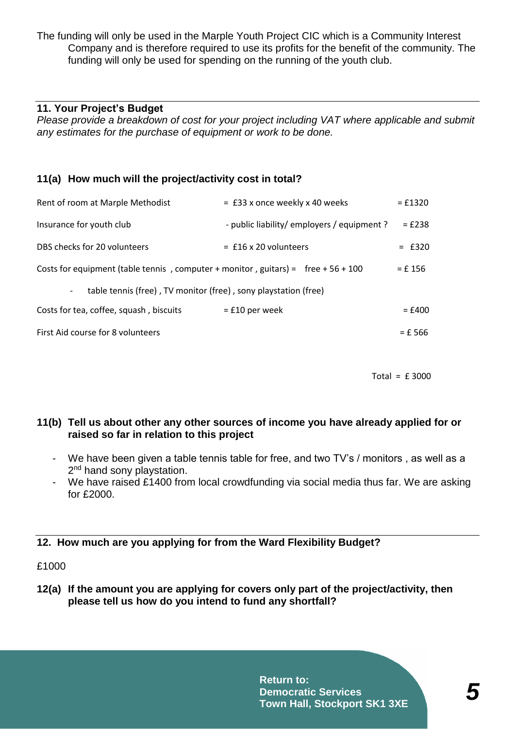The funding will only be used in the Marple Youth Project CIC which is a Community Interest Company and is therefore required to use its profits for the benefit of the community. The funding will only be used for spending on the running of the youth club.

---

**11. Your Project's Budget**

*Please provide a breakdown of cost for your project including VAT where applicable and submit any estimates for the purchase of equipment or work to be done.*

**11(a) How much will the project/activity cost in total?**

Rent of room at Marple Methodist = £33 x once weekly x 40 weeks = £1320

Insurance for youth club - public liability/ employers / equipment ? = £238

DBS checks for 20 volunteers = £16 x 20 volunteers = £320

Costs for equipment (table tennis , computer + monitor , guitars) = free + 56 + 100 = £ 156

- table tennis (free) , TV monitor (free) , sony playstation (free)

Costs for tea, coffee, squash , biscuits = £10 per week = £400

First Aid course for 8 volunteers = £ 566

Total = £ 3000

**11(b) Tell us about other any other sources of income you have already applied for or raised so far in relation to this project**

- We have been given a table tennis table for free, and two TV's / monitors , as well as a 2nd hand sony playstation.
- We have raised £1400 from local crowdfunding via social media thus far. We are asking for £2000.

---

**12. How much are you applying for from the Ward Flexibility Budget?**

£1000

**12(a) If the amount you are applying for covers only part of the project/activity, then please tell us how do you intend to fund any shortfall?**

**Return to:**
**Democratic Services**
**Town Hall, Stockport SK1 3XE**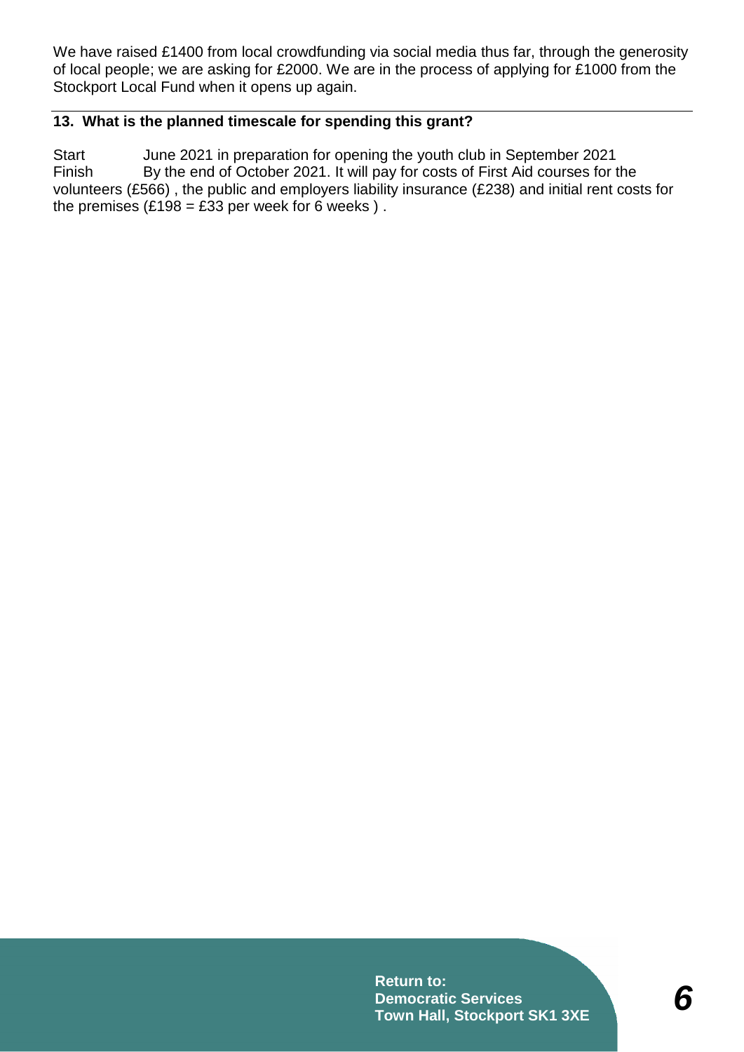We have raised £1400 from local crowdfunding via social media thus far, through the generosity of local people; we are asking for £2000. We are in the process of applying for £1000 from the Stockport Local Fund when it opens up again.

**13. What is the planned timescale for spending this grant?**

Start June 2021 in preparation for opening the youth club in September 2021
Finish By the end of October 2021. It will pay for costs of First Aid courses for the volunteers (£566) , the public and employers liability insurance (£238) and initial rent costs for the premises (£198 = £33 per week for 6 weeks ) .

**Return to:**
**Democratic Services**
**Town Hall, Stockport SK1 3XE**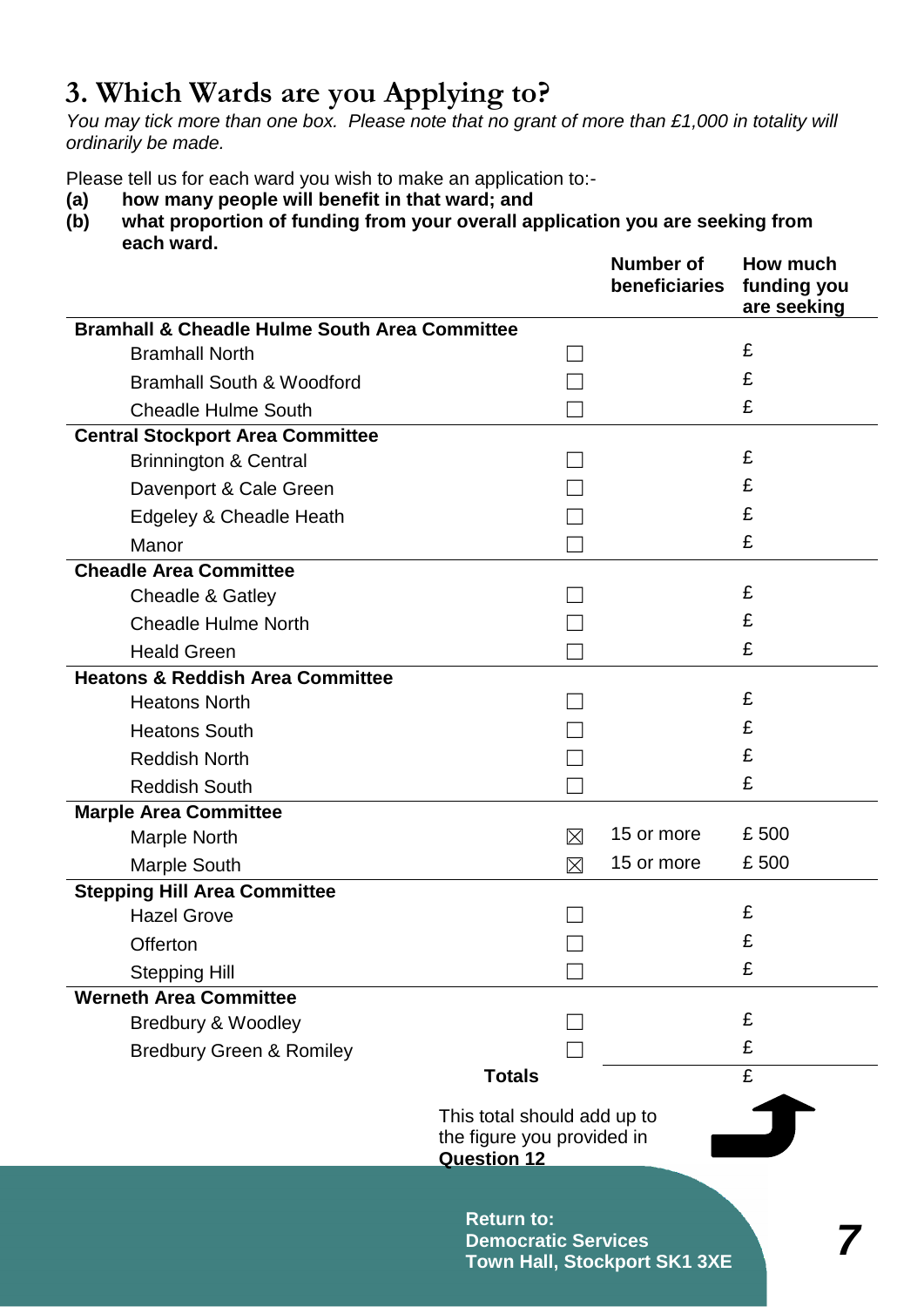## 3. Which Wards are you Applying to?

*You may tick more than one box. Please note that no grant of more than £1,000 in totality will ordinarily be made.*

Please tell us for each ward you wish to make an application to:-

**(a) how many people will benefit in that ward; and**

**(b) what proportion of funding from your overall application you are seeking from each ward.**

| | | Number of beneficiaries | How much funding you are seeking |
|---|---|---|---|
| **Bramhall & Cheadle Hulme South Area Committee** | | | |
| Bramhall North | ☐ | | £ |
| Bramhall South & Woodford | ☐ | | £ |
| Cheadle Hulme South | ☐ | | £ |
| **Central Stockport Area Committee** | | | |
| Brinnington & Central | ☐ | | £ |
| Davenport & Cale Green | ☐ | | £ |
| Edgeley & Cheadle Heath | ☐ | | £ |
| Manor | ☐ | | £ |
| **Cheadle Area Committee** | | | |
| Cheadle & Gatley | ☐ | | £ |
| Cheadle Hulme North | ☐ | | £ |
| Heald Green | ☐ | | £ |
| **Heatons & Reddish Area Committee** | | | |
| Heatons North | ☐ | | £ |
| Heatons South | ☐ | | £ |
| Reddish North | ☐ | | £ |
| Reddish South | ☐ | | £ |
| **Marple Area Committee** | | | |
| Marple North | ☒ | 15 or more | £ 500 |
| Marple South | ☒ | 15 or more | £ 500 |
| **Stepping Hill Area Committee** | | | |
| Hazel Grove | ☐ | | £ |
| Offerton | ☐ | | £ |
| Stepping Hill | ☐ | | £ |
| **Werneth Area Committee** | | | |
| Bredbury & Woodley | ☐ | | £ |
| Bredbury Green & Romiley | ☐ | | £ |
| **Totals** | | | £ |

This total should add up to the figure you provided in **Question 12**

**Return to:**
**Democratic Services**
**Town Hall, Stockport SK1 3XE**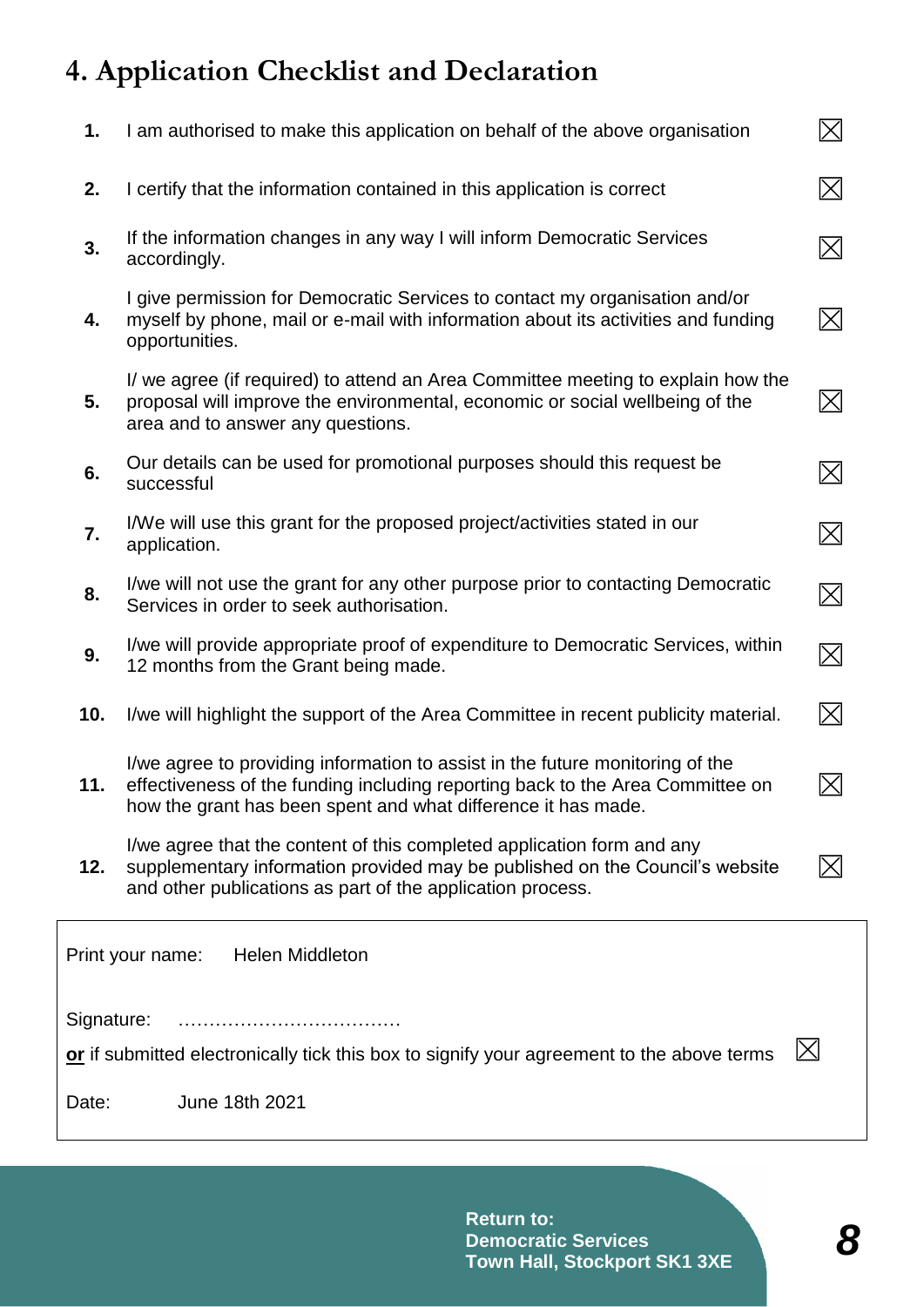# 4. Application Checklist and Declaration

| | | |
|---|---|---|
| **1.** | I am authorised to make this application on behalf of the above organisation | ☒ |
| **2.** | I certify that the information contained in this application is correct | ☒ |
| **3.** | If the information changes in any way I will inform Democratic Services accordingly. | ☒ |
| **4.** | I give permission for Democratic Services to contact my organisation and/or myself by phone, mail or e-mail with information about its activities and funding opportunities. | ☒ |
| **5.** | I/ we agree (if required) to attend an Area Committee meeting to explain how the proposal will improve the environmental, economic or social wellbeing of the area and to answer any questions. | ☒ |
| **6.** | Our details can be used for promotional purposes should this request be successful | ☒ |
| **7.** | I/We will use this grant for the proposed project/activities stated in our application. | ☒ |
| **8.** | I/we will not use the grant for any other purpose prior to contacting Democratic Services in order to seek authorisation. | ☒ |
| **9.** | I/we will provide appropriate proof of expenditure to Democratic Services, within 12 months from the Grant being made. | ☒ |
| **10.** | I/we will highlight the support of the Area Committee in recent publicity material. | ☒ |
| **11.** | I/we agree to providing information to assist in the future monitoring of the effectiveness of the funding including reporting back to the Area Committee on how the grant has been spent and what difference it has made. | ☒ |
| **12.** | I/we agree that the content of this completed application form and any supplementary information provided may be published on the Council's website and other publications as part of the application process. | ☒ |

Print your name: Helen Middleton

Signature: ………………………………

**or** if submitted electronically tick this box to signify your agreement to the above terms ☒

Date: June 18th 2021

**Return to:**
**Democratic Services**
**Town Hall, Stockport SK1 3XE**